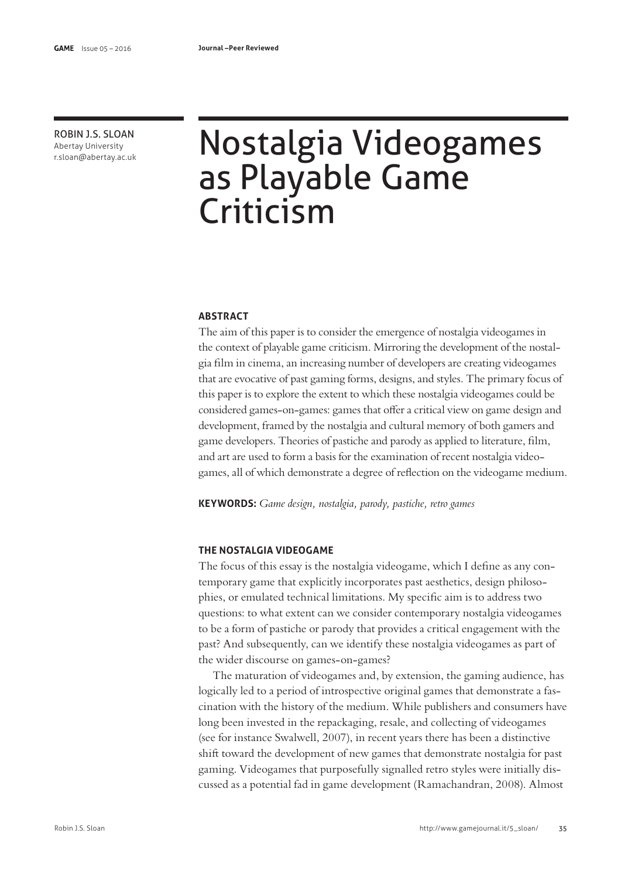ROBIN J.S. SLOAN
Abertay University
r.sloan@abertay.ac.uk

# Nostalgia Videogames as Playable Game Criticism

### ABSTRACT

The aim of this paper is to consider the emergence of nostalgia videogames in the context of playable game criticism. Mirroring the development of the nostalgia film in cinema, an increasing number of developers are creating videogames that are evocative of past gaming forms, designs, and styles. The primary focus of this paper is to explore the extent to which these nostalgia videogames could be considered games-on-games: games that offer a critical view on game design and development, framed by the nostalgia and cultural memory of both gamers and game developers. Theories of pastiche and parody as applied to literature, film, and art are used to form a basis for the examination of recent nostalgia videogames, all of which demonstrate a degree of reflection on the videogame medium.

**KEYWORDS:** *Game design, nostalgia, parody, pastiche, retro games*

### THE NOSTALGIA VIDEOGAME

The focus of this essay is the nostalgia videogame, which I define as any contemporary game that explicitly incorporates past aesthetics, design philosophies, or emulated technical limitations. My specific aim is to address two questions: to what extent can we consider contemporary nostalgia videogames to be a form of pastiche or parody that provides a critical engagement with the past? And subsequently, can we identify these nostalgia videogames as part of the wider discourse on games-on-games?

The maturation of videogames and, by extension, the gaming audience, has logically led to a period of introspective original games that demonstrate a fascination with the history of the medium. While publishers and consumers have long been invested in the repackaging, resale, and collecting of videogames (see for instance Swalwell, 2007), in recent years there has been a distinctive shift toward the development of new games that demonstrate nostalgia for past gaming. Videogames that purposefully signalled retro styles were initially discussed as a potential fad in game development (Ramachandran, 2008). Almost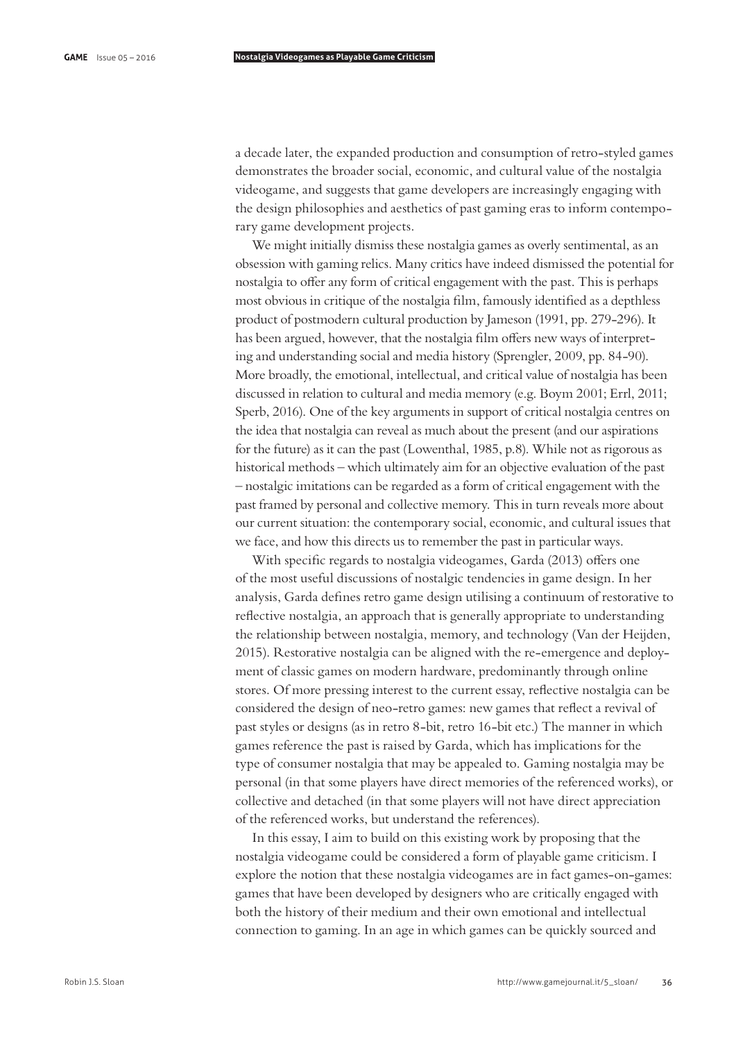a decade later, the expanded production and consumption of retro-styled games demonstrates the broader social, economic, and cultural value of the nostalgia videogame, and suggests that game developers are increasingly engaging with the design philosophies and aesthetics of past gaming eras to inform contemporary game development projects.

We might initially dismiss these nostalgia games as overly sentimental, as an obsession with gaming relics. Many critics have indeed dismissed the potential for nostalgia to offer any form of critical engagement with the past. This is perhaps most obvious in critique of the nostalgia film, famously identified as a depthless product of postmodern cultural production by Jameson (1991, pp. 279-296). It has been argued, however, that the nostalgia film offers new ways of interpreting and understanding social and media history (Sprengler, 2009, pp. 84-90). More broadly, the emotional, intellectual, and critical value of nostalgia has been discussed in relation to cultural and media memory (e.g. Boym 2001; Errl, 2011; Sperb, 2016). One of the key arguments in support of critical nostalgia centres on the idea that nostalgia can reveal as much about the present (and our aspirations for the future) as it can the past (Lowenthal, 1985, p.8). While not as rigorous as historical methods – which ultimately aim for an objective evaluation of the past – nostalgic imitations can be regarded as a form of critical engagement with the past framed by personal and collective memory. This in turn reveals more about our current situation: the contemporary social, economic, and cultural issues that we face, and how this directs us to remember the past in particular ways.

With specific regards to nostalgia videogames, Garda (2013) offers one of the most useful discussions of nostalgic tendencies in game design. In her analysis, Garda defines retro game design utilising a continuum of restorative to reflective nostalgia, an approach that is generally appropriate to understanding the relationship between nostalgia, memory, and technology (Van der Heijden, 2015). Restorative nostalgia can be aligned with the re-emergence and deployment of classic games on modern hardware, predominantly through online stores. Of more pressing interest to the current essay, reflective nostalgia can be considered the design of neo-retro games: new games that reflect a revival of past styles or designs (as in retro 8-bit, retro 16-bit etc.) The manner in which games reference the past is raised by Garda, which has implications for the type of consumer nostalgia that may be appealed to. Gaming nostalgia may be personal (in that some players have direct memories of the referenced works), or collective and detached (in that some players will not have direct appreciation of the referenced works, but understand the references).

In this essay, I aim to build on this existing work by proposing that the nostalgia videogame could be considered a form of playable game criticism. I explore the notion that these nostalgia videogames are in fact games-on-games: games that have been developed by designers who are critically engaged with both the history of their medium and their own emotional and intellectual connection to gaming. In an age in which games can be quickly sourced and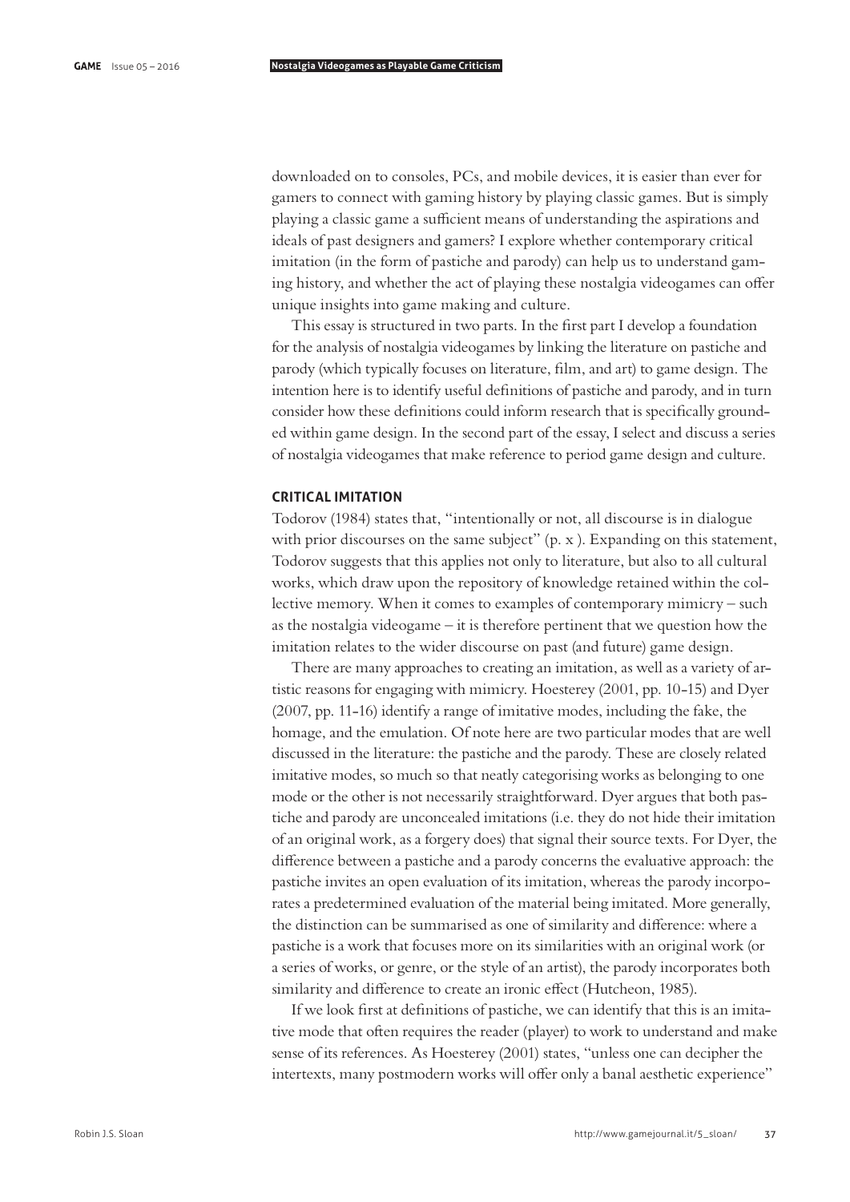downloaded on to consoles, PCs, and mobile devices, it is easier than ever for gamers to connect with gaming history by playing classic games. But is simply playing a classic game a sufficient means of understanding the aspirations and ideals of past designers and gamers? I explore whether contemporary critical imitation (in the form of pastiche and parody) can help us to understand gaming history, and whether the act of playing these nostalgia videogames can offer unique insights into game making and culture.

This essay is structured in two parts. In the first part I develop a foundation for the analysis of nostalgia videogames by linking the literature on pastiche and parody (which typically focuses on literature, film, and art) to game design. The intention here is to identify useful definitions of pastiche and parody, and in turn consider how these definitions could inform research that is specifically grounded within game design. In the second part of the essay, I select and discuss a series of nostalgia videogames that make reference to period game design and culture.

## CRITICAL IMITATION

Todorov (1984) states that, "intentionally or not, all discourse is in dialogue with prior discourses on the same subject" (p. x ). Expanding on this statement, Todorov suggests that this applies not only to literature, but also to all cultural works, which draw upon the repository of knowledge retained within the collective memory. When it comes to examples of contemporary mimicry – such as the nostalgia videogame – it is therefore pertinent that we question how the imitation relates to the wider discourse on past (and future) game design.

There are many approaches to creating an imitation, as well as a variety of artistic reasons for engaging with mimicry. Hoesterey (2001, pp. 10-15) and Dyer (2007, pp. 11-16) identify a range of imitative modes, including the fake, the homage, and the emulation. Of note here are two particular modes that are well discussed in the literature: the pastiche and the parody. These are closely related imitative modes, so much so that neatly categorising works as belonging to one mode or the other is not necessarily straightforward. Dyer argues that both pastiche and parody are unconcealed imitations (i.e. they do not hide their imitation of an original work, as a forgery does) that signal their source texts. For Dyer, the difference between a pastiche and a parody concerns the evaluative approach: the pastiche invites an open evaluation of its imitation, whereas the parody incorporates a predetermined evaluation of the material being imitated. More generally, the distinction can be summarised as one of similarity and difference: where a pastiche is a work that focuses more on its similarities with an original work (or a series of works, or genre, or the style of an artist), the parody incorporates both similarity and difference to create an ironic effect (Hutcheon, 1985).

If we look first at definitions of pastiche, we can identify that this is an imitative mode that often requires the reader (player) to work to understand and make sense of its references. As Hoesterey (2001) states, "unless one can decipher the intertexts, many postmodern works will offer only a banal aesthetic experience"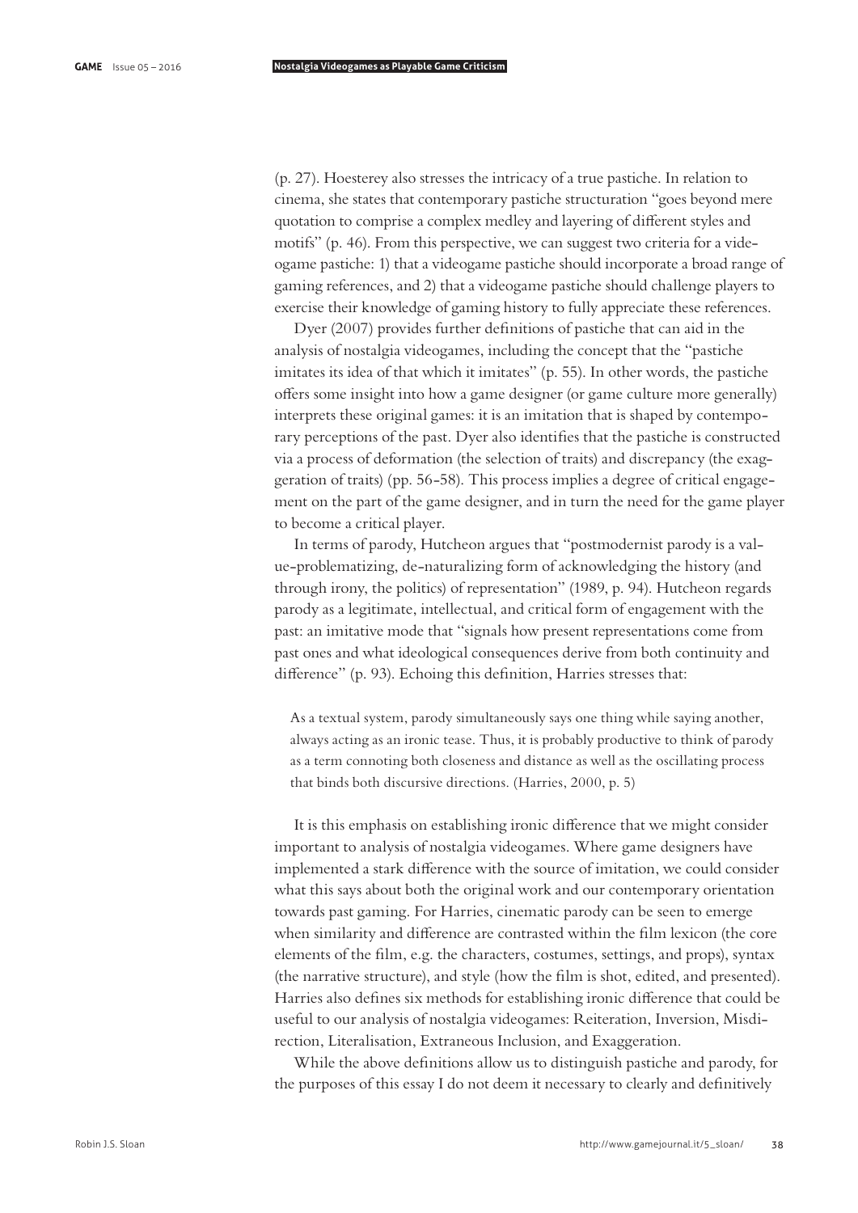(p. 27). Hoesterey also stresses the intricacy of a true pastiche. In relation to cinema, she states that contemporary pastiche structuration "goes beyond mere quotation to comprise a complex medley and layering of different styles and motifs" (p. 46). From this perspective, we can suggest two criteria for a videogame pastiche: 1) that a videogame pastiche should incorporate a broad range of gaming references, and 2) that a videogame pastiche should challenge players to exercise their knowledge of gaming history to fully appreciate these references.

Dyer (2007) provides further definitions of pastiche that can aid in the analysis of nostalgia videogames, including the concept that the "pastiche imitates its idea of that which it imitates" (p. 55). In other words, the pastiche offers some insight into how a game designer (or game culture more generally) interprets these original games: it is an imitation that is shaped by contemporary perceptions of the past. Dyer also identifies that the pastiche is constructed via a process of deformation (the selection of traits) and discrepancy (the exaggeration of traits) (pp. 56-58). This process implies a degree of critical engagement on the part of the game designer, and in turn the need for the game player to become a critical player.

In terms of parody, Hutcheon argues that "postmodernist parody is a value-problematizing, de-naturalizing form of acknowledging the history (and through irony, the politics) of representation" (1989, p. 94). Hutcheon regards parody as a legitimate, intellectual, and critical form of engagement with the past: an imitative mode that "signals how present representations come from past ones and what ideological consequences derive from both continuity and difference" (p. 93). Echoing this definition, Harries stresses that:

> As a textual system, parody simultaneously says one thing while saying another, always acting as an ironic tease. Thus, it is probably productive to think of parody as a term connoting both closeness and distance as well as the oscillating process that binds both discursive directions. (Harries, 2000, p. 5)

It is this emphasis on establishing ironic difference that we might consider important to analysis of nostalgia videogames. Where game designers have implemented a stark difference with the source of imitation, we could consider what this says about both the original work and our contemporary orientation towards past gaming. For Harries, cinematic parody can be seen to emerge when similarity and difference are contrasted within the film lexicon (the core elements of the film, e.g. the characters, costumes, settings, and props), syntax (the narrative structure), and style (how the film is shot, edited, and presented). Harries also defines six methods for establishing ironic difference that could be useful to our analysis of nostalgia videogames: Reiteration, Inversion, Misdirection, Literalisation, Extraneous Inclusion, and Exaggeration.

While the above definitions allow us to distinguish pastiche and parody, for the purposes of this essay I do not deem it necessary to clearly and definitively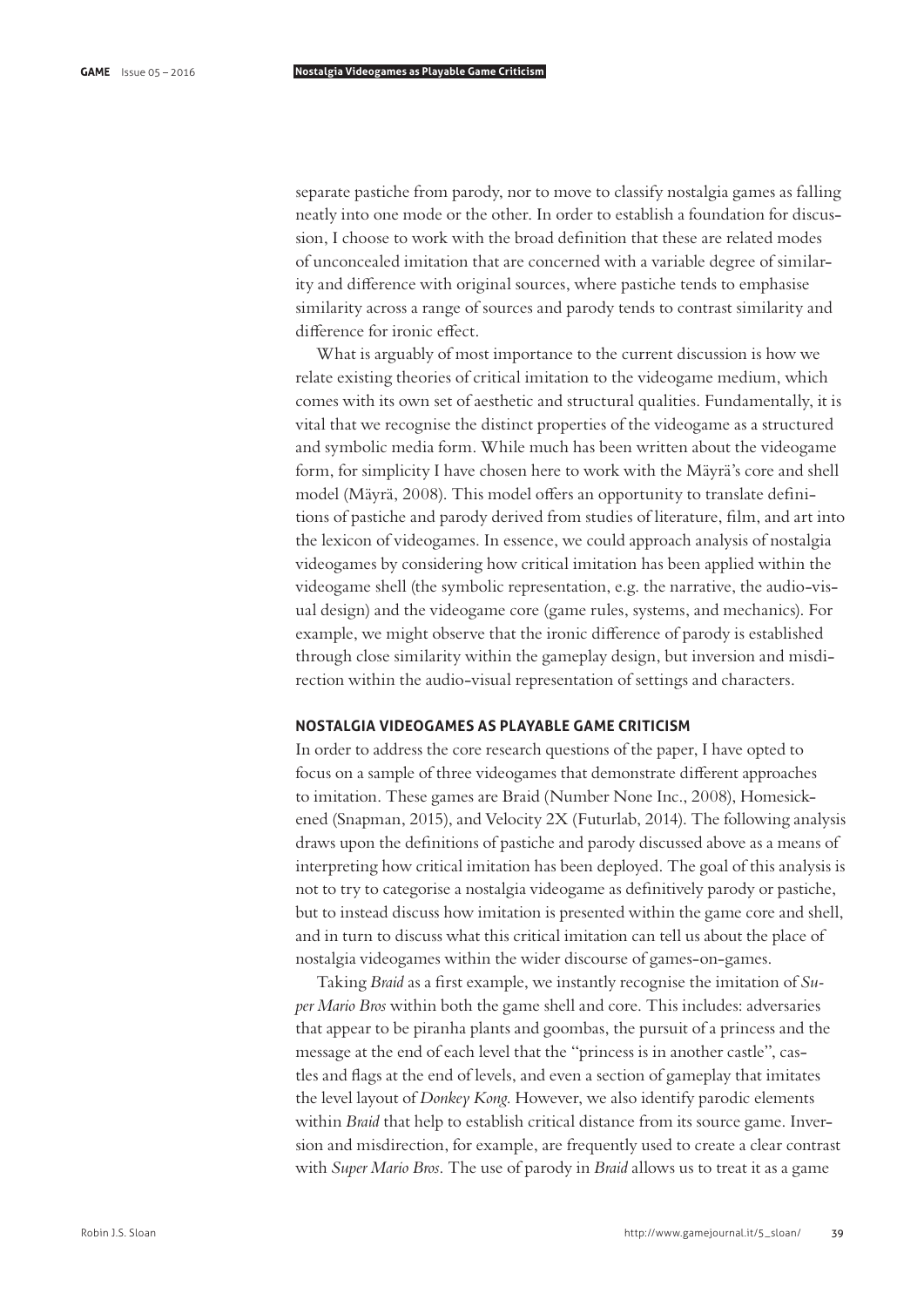separate pastiche from parody, nor to move to classify nostalgia games as falling neatly into one mode or the other. In order to establish a foundation for discussion, I choose to work with the broad definition that these are related modes of unconcealed imitation that are concerned with a variable degree of similarity and difference with original sources, where pastiche tends to emphasise similarity across a range of sources and parody tends to contrast similarity and difference for ironic effect.

What is arguably of most importance to the current discussion is how we relate existing theories of critical imitation to the videogame medium, which comes with its own set of aesthetic and structural qualities. Fundamentally, it is vital that we recognise the distinct properties of the videogame as a structured and symbolic media form. While much has been written about the videogame form, for simplicity I have chosen here to work with the Mäyrä's core and shell model (Mäyrä, 2008). This model offers an opportunity to translate definitions of pastiche and parody derived from studies of literature, film, and art into the lexicon of videogames. In essence, we could approach analysis of nostalgia videogames by considering how critical imitation has been applied within the videogame shell (the symbolic representation, e.g. the narrative, the audio-visual design) and the videogame core (game rules, systems, and mechanics). For example, we might observe that the ironic difference of parody is established through close similarity within the gameplay design, but inversion and misdirection within the audio-visual representation of settings and characters.

## NOSTALGIA VIDEOGAMES AS PLAYABLE GAME CRITICISM

In order to address the core research questions of the paper, I have opted to focus on a sample of three videogames that demonstrate different approaches to imitation. These games are Braid (Number None Inc., 2008), Homesickened (Snapman, 2015), and Velocity 2X (Futurlab, 2014). The following analysis draws upon the definitions of pastiche and parody discussed above as a means of interpreting how critical imitation has been deployed. The goal of this analysis is not to try to categorise a nostalgia videogame as definitively parody or pastiche, but to instead discuss how imitation is presented within the game core and shell, and in turn to discuss what this critical imitation can tell us about the place of nostalgia videogames within the wider discourse of games-on-games.

Taking *Braid* as a first example, we instantly recognise the imitation of *Super Mario Bros* within both the game shell and core. This includes: adversaries that appear to be piranha plants and goombas, the pursuit of a princess and the message at the end of each level that the "princess is in another castle", castles and flags at the end of levels, and even a section of gameplay that imitates the level layout of *Donkey Kong*. However, we also identify parodic elements within *Braid* that help to establish critical distance from its source game. Inversion and misdirection, for example, are frequently used to create a clear contrast with *Super Mario Bros*. The use of parody in *Braid* allows us to treat it as a game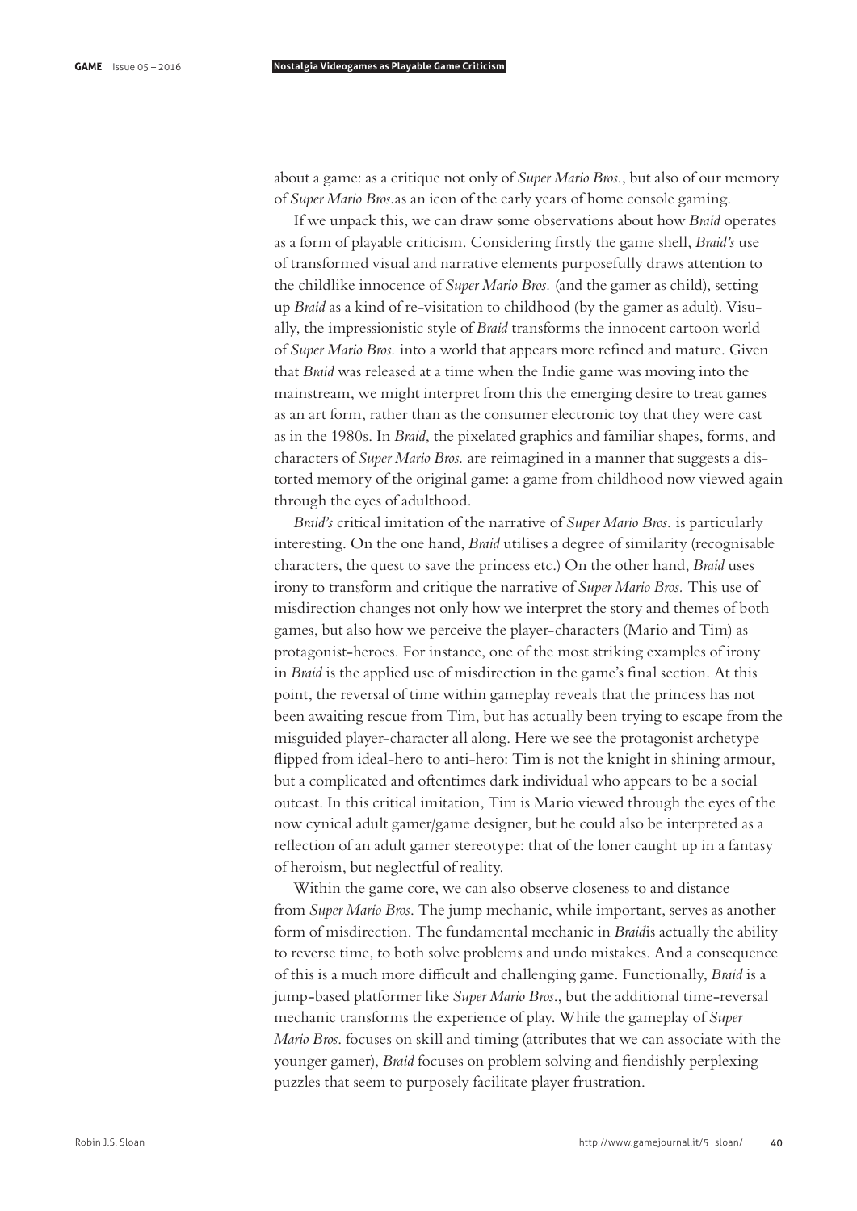about a game: as a critique not only of *Super Mario Bros.*, but also of our memory of *Super Mario Bros.*as an icon of the early years of home console gaming.

If we unpack this, we can draw some observations about how *Braid* operates as a form of playable criticism. Considering firstly the game shell, *Braid's* use of transformed visual and narrative elements purposefully draws attention to the childlike innocence of *Super Mario Bros.* (and the gamer as child), setting up *Braid* as a kind of re-visitation to childhood (by the gamer as adult). Visually, the impressionistic style of *Braid* transforms the innocent cartoon world of *Super Mario Bros.* into a world that appears more refined and mature. Given that *Braid* was released at a time when the Indie game was moving into the mainstream, we might interpret from this the emerging desire to treat games as an art form, rather than as the consumer electronic toy that they were cast as in the 1980s. In *Braid*, the pixelated graphics and familiar shapes, forms, and characters of *Super Mario Bros.* are reimagined in a manner that suggests a distorted memory of the original game: a game from childhood now viewed again through the eyes of adulthood.

*Braid's* critical imitation of the narrative of *Super Mario Bros.* is particularly interesting. On the one hand, *Braid* utilises a degree of similarity (recognisable characters, the quest to save the princess etc.) On the other hand, *Braid* uses irony to transform and critique the narrative of *Super Mario Bros.* This use of misdirection changes not only how we interpret the story and themes of both games, but also how we perceive the player-characters (Mario and Tim) as protagonist-heroes. For instance, one of the most striking examples of irony in *Braid* is the applied use of misdirection in the game's final section. At this point, the reversal of time within gameplay reveals that the princess has not been awaiting rescue from Tim, but has actually been trying to escape from the misguided player-character all along. Here we see the protagonist archetype flipped from ideal-hero to anti-hero: Tim is not the knight in shining armour, but a complicated and oftentimes dark individual who appears to be a social outcast. In this critical imitation, Tim is Mario viewed through the eyes of the now cynical adult gamer/game designer, but he could also be interpreted as a reflection of an adult gamer stereotype: that of the loner caught up in a fantasy of heroism, but neglectful of reality.

Within the game core, we can also observe closeness to and distance from *Super Mario Bros.* The jump mechanic, while important, serves as another form of misdirection. The fundamental mechanic in *Braid*is actually the ability to reverse time, to both solve problems and undo mistakes. And a consequence of this is a much more difficult and challenging game. Functionally, *Braid* is a jump-based platformer like *Super Mario Bros.*, but the additional time-reversal mechanic transforms the experience of play. While the gameplay of *Super Mario Bros.* focuses on skill and timing (attributes that we can associate with the younger gamer), *Braid* focuses on problem solving and fiendishly perplexing puzzles that seem to purposely facilitate player frustration.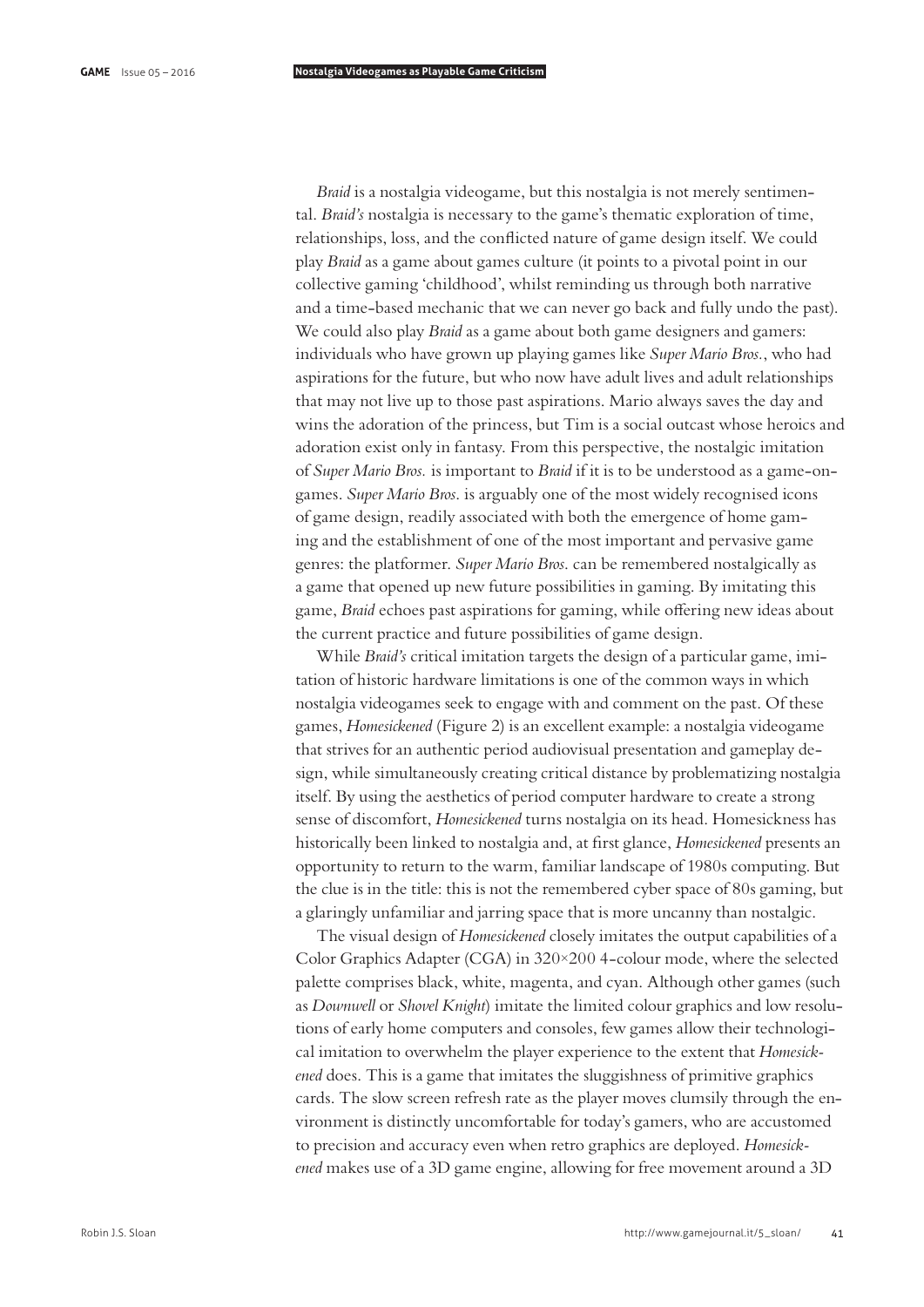*Braid* is a nostalgia videogame, but this nostalgia is not merely sentimental. *Braid's* nostalgia is necessary to the game's thematic exploration of time, relationships, loss, and the conflicted nature of game design itself. We could play *Braid* as a game about games culture (it points to a pivotal point in our collective gaming 'childhood', whilst reminding us through both narrative and a time-based mechanic that we can never go back and fully undo the past). We could also play *Braid* as a game about both game designers and gamers: individuals who have grown up playing games like *Super Mario Bros.*, who had aspirations for the future, but who now have adult lives and adult relationships that may not live up to those past aspirations. Mario always saves the day and wins the adoration of the princess, but Tim is a social outcast whose heroics and adoration exist only in fantasy. From this perspective, the nostalgic imitation of *Super Mario Bros.* is important to *Braid* if it is to be understood as a game-on-games. *Super Mario Bros.* is arguably one of the most widely recognised icons of game design, readily associated with both the emergence of home gaming and the establishment of one of the most important and pervasive game genres: the platformer. *Super Mario Bros.* can be remembered nostalgically as a game that opened up new future possibilities in gaming. By imitating this game, *Braid* echoes past aspirations for gaming, while offering new ideas about the current practice and future possibilities of game design.

While *Braid's* critical imitation targets the design of a particular game, imitation of historic hardware limitations is one of the common ways in which nostalgia videogames seek to engage with and comment on the past. Of these games, *Homesickened* (Figure 2) is an excellent example: a nostalgia videogame that strives for an authentic period audiovisual presentation and gameplay design, while simultaneously creating critical distance by problematizing nostalgia itself. By using the aesthetics of period computer hardware to create a strong sense of discomfort, *Homesickened* turns nostalgia on its head. Homesickness has historically been linked to nostalgia and, at first glance, *Homesickened* presents an opportunity to return to the warm, familiar landscape of 1980s computing. But the clue is in the title: this is not the remembered cyber space of 80s gaming, but a glaringly unfamiliar and jarring space that is more uncanny than nostalgic.

The visual design of *Homesickened* closely imitates the output capabilities of a Color Graphics Adapter (CGA) in 320×200 4-colour mode, where the selected palette comprises black, white, magenta, and cyan. Although other games (such as *Downwell* or *Shovel Knight*) imitate the limited colour graphics and low resolutions of early home computers and consoles, few games allow their technological imitation to overwhelm the player experience to the extent that *Homesickened* does. This is a game that imitates the sluggishness of primitive graphics cards. The slow screen refresh rate as the player moves clumsily through the environment is distinctly uncomfortable for today's gamers, who are accustomed to precision and accuracy even when retro graphics are deployed. *Homesickened* makes use of a 3D game engine, allowing for free movement around a 3D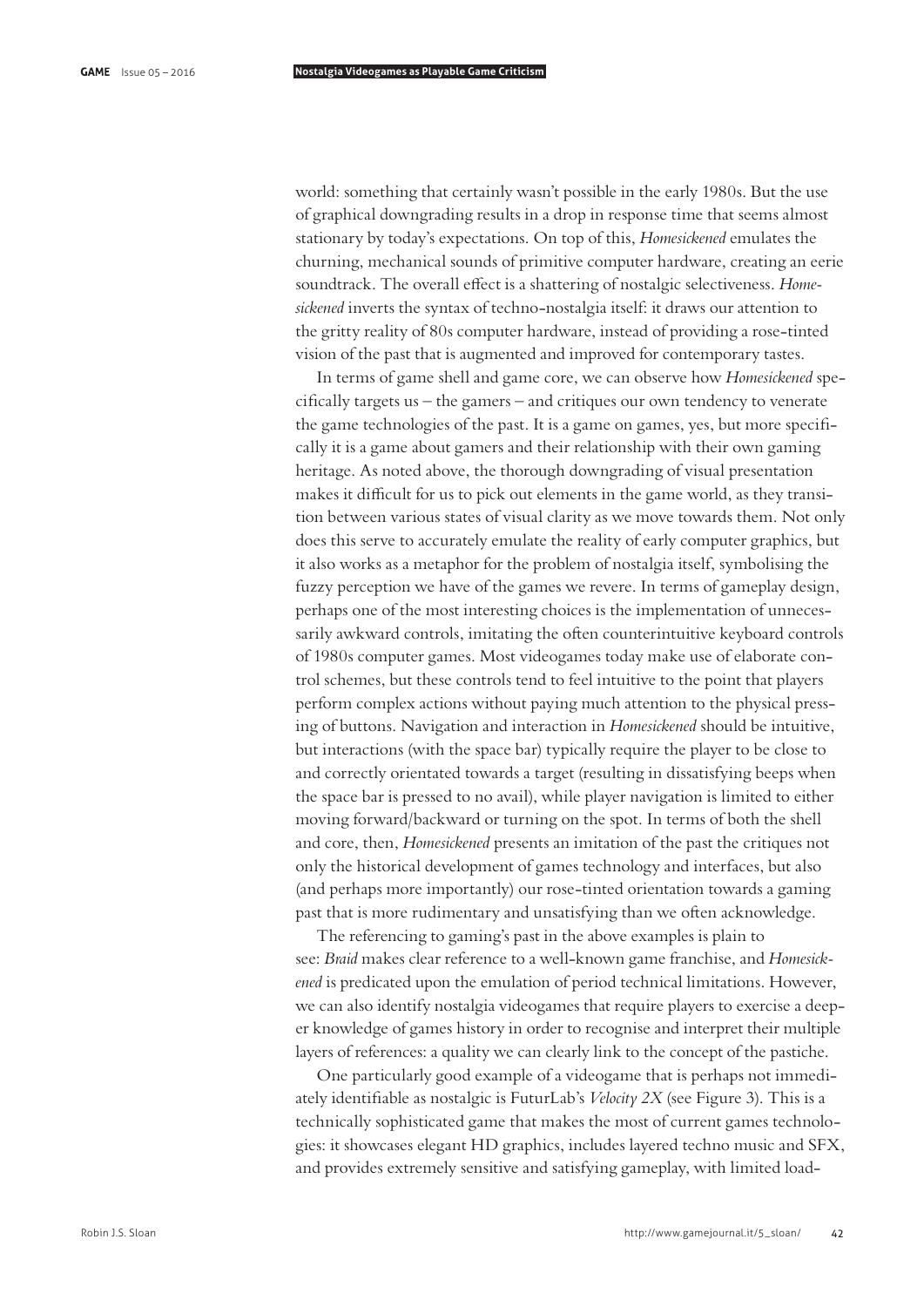world: something that certainly wasn't possible in the early 1980s. But the use of graphical downgrading results in a drop in response time that seems almost stationary by today's expectations. On top of this, *Homesickened* emulates the churning, mechanical sounds of primitive computer hardware, creating an eerie soundtrack. The overall effect is a shattering of nostalgic selectiveness. *Homesickened* inverts the syntax of techno-nostalgia itself: it draws our attention to the gritty reality of 80s computer hardware, instead of providing a rose-tinted vision of the past that is augmented and improved for contemporary tastes.

In terms of game shell and game core, we can observe how *Homesickened* specifically targets us – the gamers – and critiques our own tendency to venerate the game technologies of the past. It is a game on games, yes, but more specifically it is a game about gamers and their relationship with their own gaming heritage. As noted above, the thorough downgrading of visual presentation makes it difficult for us to pick out elements in the game world, as they transition between various states of visual clarity as we move towards them. Not only does this serve to accurately emulate the reality of early computer graphics, but it also works as a metaphor for the problem of nostalgia itself, symbolising the fuzzy perception we have of the games we revere. In terms of gameplay design, perhaps one of the most interesting choices is the implementation of unnecessarily awkward controls, imitating the often counterintuitive keyboard controls of 1980s computer games. Most videogames today make use of elaborate control schemes, but these controls tend to feel intuitive to the point that players perform complex actions without paying much attention to the physical pressing of buttons. Navigation and interaction in *Homesickened* should be intuitive, but interactions (with the space bar) typically require the player to be close to and correctly orientated towards a target (resulting in dissatisfying beeps when the space bar is pressed to no avail), while player navigation is limited to either moving forward/backward or turning on the spot. In terms of both the shell and core, then, *Homesickened* presents an imitation of the past the critiques not only the historical development of games technology and interfaces, but also (and perhaps more importantly) our rose-tinted orientation towards a gaming past that is more rudimentary and unsatisfying than we often acknowledge.

The referencing to gaming's past in the above examples is plain to see: *Braid* makes clear reference to a well-known game franchise, and *Homesickened* is predicated upon the emulation of period technical limitations. However, we can also identify nostalgia videogames that require players to exercise a deeper knowledge of games history in order to recognise and interpret their multiple layers of references: a quality we can clearly link to the concept of the pastiche.

One particularly good example of a videogame that is perhaps not immediately identifiable as nostalgic is FuturLab's *Velocity 2X* (see Figure 3). This is a technically sophisticated game that makes the most of current games technologies: it showcases elegant HD graphics, includes layered techno music and SFX, and provides extremely sensitive and satisfying gameplay, with limited load-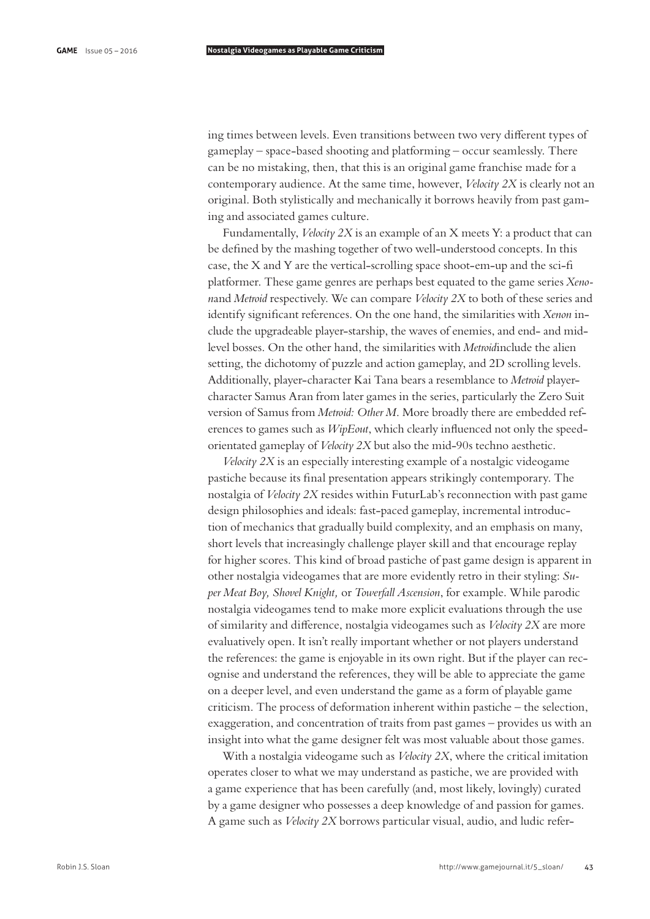ing times between levels. Even transitions between two very different types of gameplay – space-based shooting and platforming – occur seamlessly. There can be no mistaking, then, that this is an original game franchise made for a contemporary audience. At the same time, however, *Velocity 2X* is clearly not an original. Both stylistically and mechanically it borrows heavily from past gaming and associated games culture.

Fundamentally, *Velocity 2X* is an example of an X meets Y: a product that can be defined by the mashing together of two well-understood concepts. In this case, the X and Y are the vertical-scrolling space shoot-em-up and the sci-fi platformer. These game genres are perhaps best equated to the game series *Xenon*and *Metroid* respectively. We can compare *Velocity 2X* to both of these series and identify significant references. On the one hand, the similarities with *Xenon* include the upgradeable player-starship, the waves of enemies, and end- and mid-level bosses. On the other hand, the similarities with *Metroid*include the alien setting, the dichotomy of puzzle and action gameplay, and 2D scrolling levels. Additionally, player-character Kai Tana bears a resemblance to *Metroid* player-character Samus Aran from later games in the series, particularly the Zero Suit version of Samus from *Metroid: Other M*. More broadly there are embedded references to games such as *WipEout*, which clearly influenced not only the speed-orientated gameplay of *Velocity 2X* but also the mid-90s techno aesthetic.

*Velocity 2X* is an especially interesting example of a nostalgic videogame pastiche because its final presentation appears strikingly contemporary. The nostalgia of *Velocity 2X* resides within FuturLab's reconnection with past game design philosophies and ideals: fast-paced gameplay, incremental introduction of mechanics that gradually build complexity, and an emphasis on many, short levels that increasingly challenge player skill and that encourage replay for higher scores. This kind of broad pastiche of past game design is apparent in other nostalgia videogames that are more evidently retro in their styling: *Super Meat Boy, Shovel Knight,* or *Towerfall Ascension*, for example. While parodic nostalgia videogames tend to make more explicit evaluations through the use of similarity and difference, nostalgia videogames such as *Velocity 2X* are more evaluatively open. It isn't really important whether or not players understand the references: the game is enjoyable in its own right. But if the player can recognise and understand the references, they will be able to appreciate the game on a deeper level, and even understand the game as a form of playable game criticism. The process of deformation inherent within pastiche – the selection, exaggeration, and concentration of traits from past games – provides us with an insight into what the game designer felt was most valuable about those games.

With a nostalgia videogame such as *Velocity 2X*, where the critical imitation operates closer to what we may understand as pastiche, we are provided with a game experience that has been carefully (and, most likely, lovingly) curated by a game designer who possesses a deep knowledge of and passion for games. A game such as *Velocity 2X* borrows particular visual, audio, and ludic refer-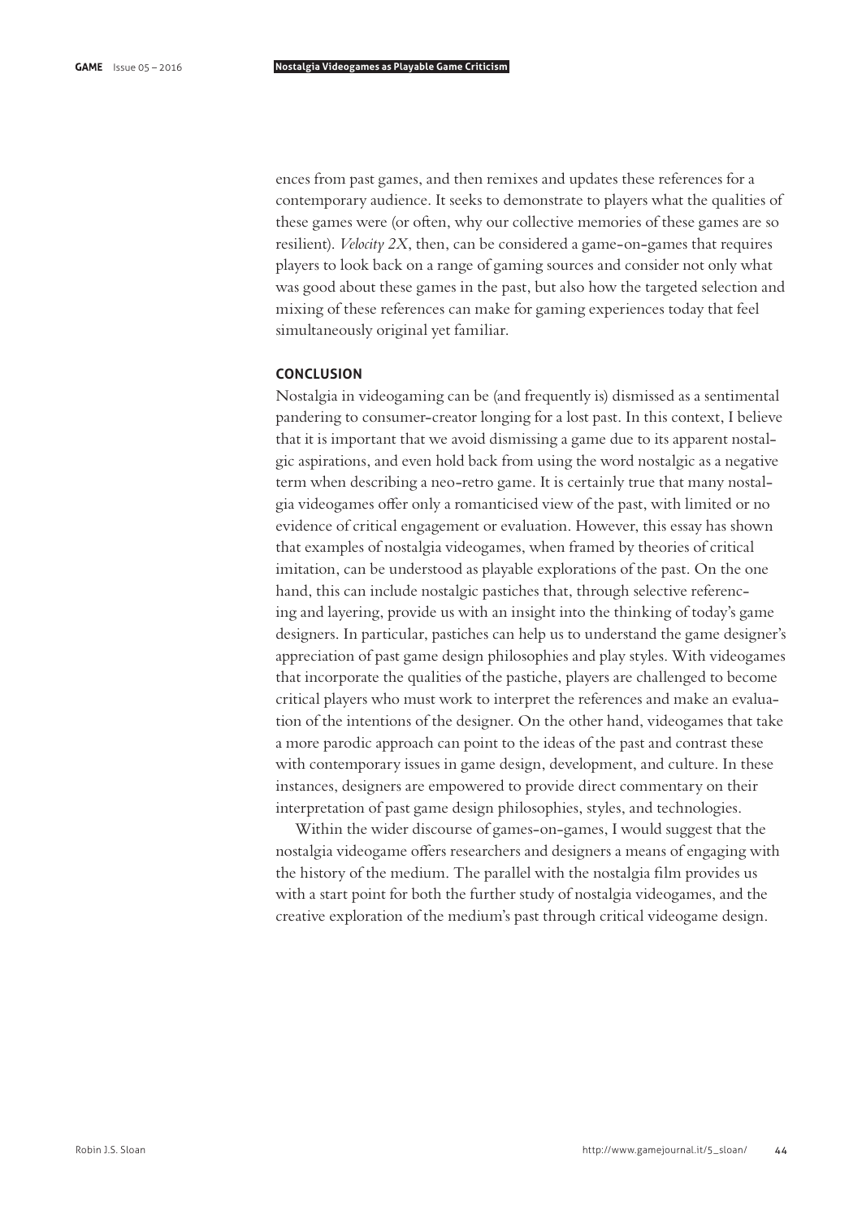ences from past games, and then remixes and updates these references for a contemporary audience. It seeks to demonstrate to players what the qualities of these games were (or often, why our collective memories of these games are so resilient). *Velocity 2X*, then, can be considered a game-on-games that requires players to look back on a range of gaming sources and consider not only what was good about these games in the past, but also how the targeted selection and mixing of these references can make for gaming experiences today that feel simultaneously original yet familiar.

## CONCLUSION

Nostalgia in videogaming can be (and frequently is) dismissed as a sentimental pandering to consumer-creator longing for a lost past. In this context, I believe that it is important that we avoid dismissing a game due to its apparent nostalgic aspirations, and even hold back from using the word nostalgic as a negative term when describing a neo-retro game. It is certainly true that many nostalgia videogames offer only a romanticised view of the past, with limited or no evidence of critical engagement or evaluation. However, this essay has shown that examples of nostalgia videogames, when framed by theories of critical imitation, can be understood as playable explorations of the past. On the one hand, this can include nostalgic pastiches that, through selective referencing and layering, provide us with an insight into the thinking of today's game designers. In particular, pastiches can help us to understand the game designer's appreciation of past game design philosophies and play styles. With videogames that incorporate the qualities of the pastiche, players are challenged to become critical players who must work to interpret the references and make an evaluation of the intentions of the designer. On the other hand, videogames that take a more parodic approach can point to the ideas of the past and contrast these with contemporary issues in game design, development, and culture. In these instances, designers are empowered to provide direct commentary on their interpretation of past game design philosophies, styles, and technologies.

Within the wider discourse of games-on-games, I would suggest that the nostalgia videogame offers researchers and designers a means of engaging with the history of the medium. The parallel with the nostalgia film provides us with a start point for both the further study of nostalgia videogames, and the creative exploration of the medium's past through critical videogame design.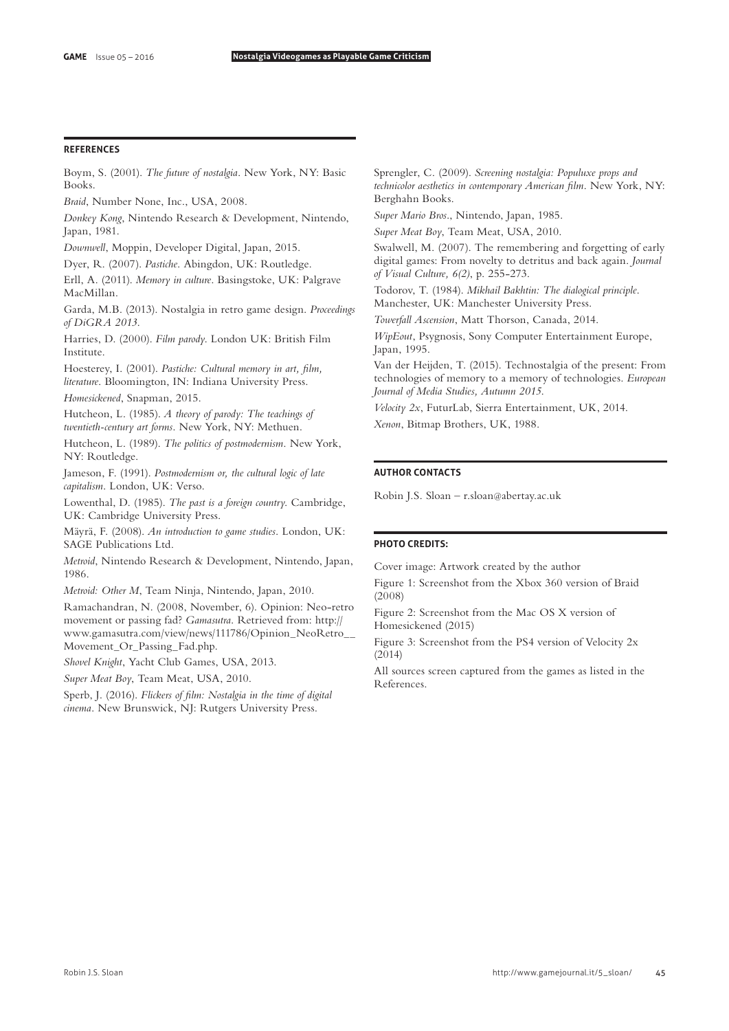## REFERENCES

Boym, S. (2001). *The future of nostalgia*. New York, NY: Basic Books.

*Braid*, Number None, Inc., USA, 2008.

*Donkey Kong*, Nintendo Research & Development, Nintendo, Japan, 1981.

*Downwell*, Moppin, Developer Digital, Japan, 2015.

Dyer, R. (2007). *Pastiche*. Abingdon, UK: Routledge.

Erll, A. (2011). *Memory in culture*. Basingstoke, UK: Palgrave MacMillan.

Garda, M.B. (2013). Nostalgia in retro game design. *Proceedings of DiGRA 2013*.

Harries, D. (2000). *Film parody*. London UK: British Film Institute.

Hoesterey, I. (2001). *Pastiche: Cultural memory in art, film, literature*. Bloomington, IN: Indiana University Press.

*Homesickened*, Snapman, 2015.

Hutcheon, L. (1985). *A theory of parody: The teachings of twentieth-century art forms*. New York, NY: Methuen.

Hutcheon, L. (1989). *The politics of postmodernism*. New York, NY: Routledge.

Jameson, F. (1991). *Postmodernism or, the cultural logic of late capitalism*. London, UK: Verso.

Lowenthal, D. (1985). *The past is a foreign country*. Cambridge, UK: Cambridge University Press.

Mäyrä, F. (2008). *An introduction to game studies*. London, UK: SAGE Publications Ltd.

*Metroid*, Nintendo Research & Development, Nintendo, Japan, 1986.

*Metroid: Other M*, Team Ninja, Nintendo, Japan, 2010.

Ramachandran, N. (2008, November, 6). Opinion: Neo-retro movement or passing fad? *Gamasutra*. Retrieved from: http://www.gamasutra.com/view/news/111786/Opinion_NeoRetro__Movement_Or_Passing_Fad.php.

*Shovel Knight*, Yacht Club Games, USA, 2013.

*Super Meat Boy*, Team Meat, USA, 2010.

Sperb, J. (2016). *Flickers of film: Nostalgia in the time of digital cinema*. New Brunswick, NJ: Rutgers University Press.

Sprengler, C. (2009). *Screening nostalgia: Populuxe props and technicolor aesthetics in contemporary American film*. New York, NY: Berghahn Books.

*Super Mario Bros.*, Nintendo, Japan, 1985.

*Super Meat Boy*, Team Meat, USA, 2010.

Swalwell, M. (2007). The remembering and forgetting of early digital games: From novelty to detritus and back again. *Journal of Visual Culture, 6(2)*, p. 255-273.

Todorov, T. (1984). *Mikhail Bakhtin: The dialogical principle*. Manchester, UK: Manchester University Press.

*Towerfall Ascension*, Matt Thorson, Canada, 2014.

*WipEout*, Psygnosis, Sony Computer Entertainment Europe, Japan, 1995.

Van der Heijden, T. (2015). Technostalgia of the present: From technologies of memory to a memory of technologies. *European Journal of Media Studies, Autumn 2015*.

*Velocity 2x*, FuturLab, Sierra Entertainment, UK, 2014.

*Xenon*, Bitmap Brothers, UK, 1988.

## AUTHOR CONTACTS

Robin J.S. Sloan – r.sloan@abertay.ac.uk

## PHOTO CREDITS:

Cover image: Artwork created by the author

Figure 1: Screenshot from the Xbox 360 version of Braid (2008)

Figure 2: Screenshot from the Mac OS X version of Homesickened (2015)

Figure 3: Screenshot from the PS4 version of Velocity 2x (2014)

All sources screen captured from the games as listed in the References.